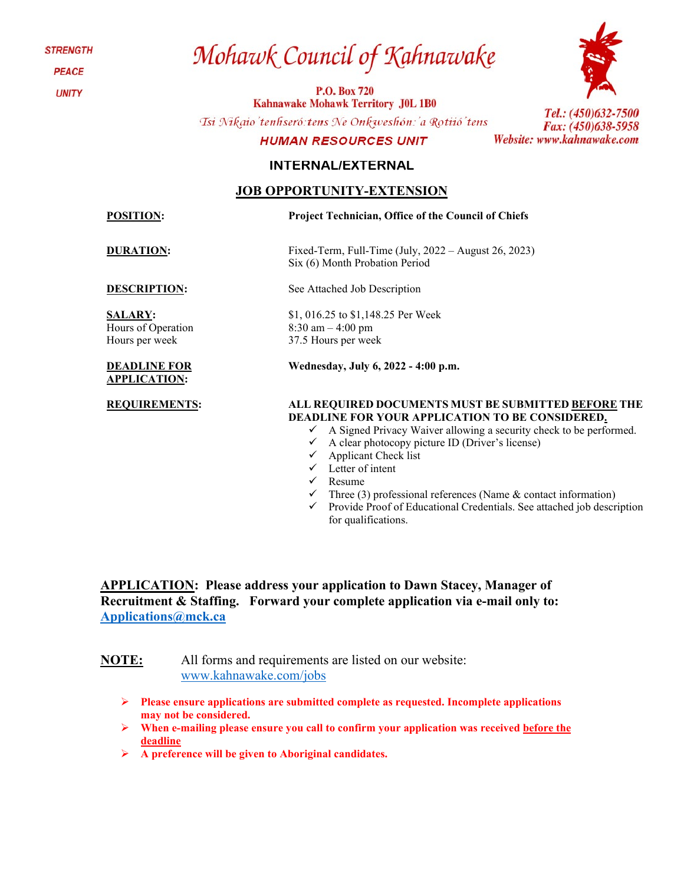STRENGTH

PEACE

UNITY

# Mohawk Council of Kahnawake

**P.O. Box 720**
**Kahnawake Mohawk Territory J0L 1B0**

*Tsi Nikaio'tenhseró:tens Ne Onkweshón:'a Rotiió'tens*

Tel.: (450)632-7500
Fax: (450)638-5958
Website: www.kahnawake.com

**HUMAN RESOURCES UNIT**

## INTERNAL/EXTERNAL

## JOB OPPORTUNITY-EXTENSION

**POSITION:** **Project Technician, Office of the Council of Chiefs**

**DURATION:** Fixed-Term, Full-Time (July, 2022 – August 26, 2023)
Six (6) Month Probation Period

**DESCRIPTION:** See Attached Job Description

**SALARY:** $1, 016.25 to $1,148.25 Per Week
Hours of Operation: 8:30 am – 4:00 pm
Hours per week: 37.5 Hours per week

**DEADLINE FOR APPLICATION:** **Wednesday, July 6, 2022 - 4:00 p.m.**

**REQUIREMENTS:** **ALL REQUIRED DOCUMENTS MUST BE SUBMITTED BEFORE THE DEADLINE FOR YOUR APPLICATION TO BE CONSIDERED.**

- ✓ A Signed Privacy Waiver allowing a security check to be performed.
- ✓ A clear photocopy picture ID (Driver's license)
- ✓ Applicant Check list
- ✓ Letter of intent
- ✓ Resume
- ✓ Three (3) professional references (Name & contact information)
- ✓ Provide Proof of Educational Credentials. See attached job description for qualifications.

**APPLICATION:** **Please address your application to Dawn Stacey, Manager of Recruitment & Staffing. Forward your complete application via e-mail only to: Applications@mck.ca**

**NOTE:** All forms and requirements are listed on our website: www.kahnawake.com/jobs

- **Please ensure applications are submitted complete as requested. Incomplete applications may not be considered.**
- **When e-mailing please ensure you call to confirm your application was received before the deadline**
- **A preference will be given to Aboriginal candidates.**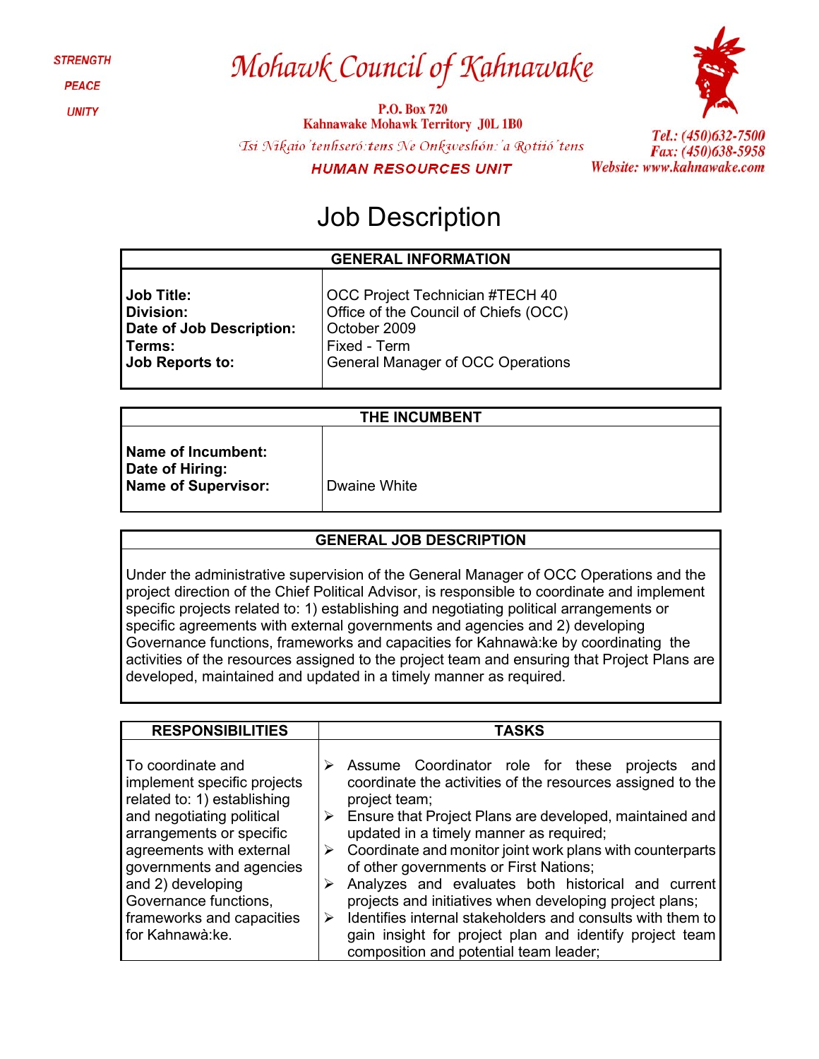STRENGTH

PEACE

UNITY

# Mohawk Council of Kahnawake

**P.O. Box 720**
**Kahnawake Mohawk Territory J0L 1B0**

*Tsi Nikaio'tenhseró:tens Ne Onkweshón:'a Rotiió'tens*

**HUMAN RESOURCES UNIT**

*Tel.: (450)632-7500*
*Fax: (450)638-5958*
*Website: www.kahnawake.com*

# Job Description

| GENERAL INFORMATION | |
|---|---|
| **Job Title:** | OCC Project Technician #TECH 40 |
| **Division:** | Office of the Council of Chiefs (OCC) |
| **Date of Job Description:** | October 2009 |
| **Terms:** | Fixed - Term |
| **Job Reports to:** | General Manager of OCC Operations |

| THE INCUMBENT | |
|---|---|
| **Name of Incumbent:** | |
| **Date of Hiring:** | |
| **Name of Supervisor:** | Dwaine White |

| GENERAL JOB DESCRIPTION |
|---|
| Under the administrative supervision of the General Manager of OCC Operations and the project direction of the Chief Political Advisor, is responsible to coordinate and implement specific projects related to: 1) establishing and negotiating political arrangements or specific agreements with external governments and agencies and 2) developing Governance functions, frameworks and capacities for Kahnawà:ke by coordinating the activities of the resources assigned to the project team and ensuring that Project Plans are developed, maintained and updated in a timely manner as required. |

| RESPONSIBILITIES | TASKS |
|---|---|
| To coordinate and implement specific projects related to: 1) establishing and negotiating political arrangements or specific agreements with external governments and agencies and 2) developing Governance functions, frameworks and capacities for Kahnawà:ke. | ➢ Assume Coordinator role for these projects and coordinate the activities of the resources assigned to the project team;<br>➢ Ensure that Project Plans are developed, maintained and updated in a timely manner as required;<br>➢ Coordinate and monitor joint work plans with counterparts of other governments or First Nations;<br>➢ Analyzes and evaluates both historical and current projects and initiatives when developing project plans;<br>➢ Identifies internal stakeholders and consults with them to gain insight for project plan and identify project team composition and potential team leader; |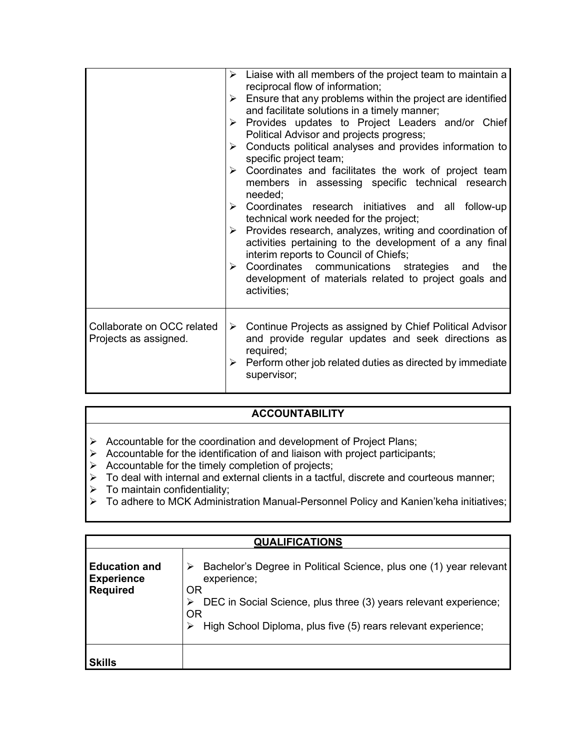| | |
|---|---|
| | ➢ Liaise with all members of the project team to maintain a reciprocal flow of information;<br>➢ Ensure that any problems within the project are identified and facilitate solutions in a timely manner;<br>➢ Provides updates to Project Leaders and/or Chief Political Advisor and projects progress;<br>➢ Conducts political analyses and provides information to specific project team;<br>➢ Coordinates and facilitates the work of project team members in assessing specific technical research needed;<br>➢ Coordinates research initiatives and all follow-up technical work needed for the project;<br>➢ Provides research, analyzes, writing and coordination of activities pertaining to the development of a any final interim reports to Council of Chiefs;<br>➢ Coordinates communications strategies and the development of materials related to project goals and activities; |
| Collaborate on OCC related Projects as assigned. | ➢ Continue Projects as assigned by Chief Political Advisor and provide regular updates and seek directions as required;<br>➢ Perform other job related duties as directed by immediate supervisor; |

| ACCOUNTABILITY |
|---|
| ➢ Accountable for the coordination and development of Project Plans;<br>➢ Accountable for the identification of and liaison with project participants;<br>➢ Accountable for the timely completion of projects;<br>➢ To deal with internal and external clients in a tactful, discrete and courteous manner;<br>➢ To maintain confidentiality;<br>➢ To adhere to MCK Administration Manual-Personnel Policy and Kanien'keha initiatives; |

| QUALIFICATIONS | |
|---|---|
| **Education and Experience Required** | ➢ Bachelor's Degree in Political Science, plus one (1) year relevant experience;<br>OR<br>➢ DEC in Social Science, plus three (3) years relevant experience;<br>OR<br>➢ High School Diploma, plus five (5) rears relevant experience; |
| **Skills** | |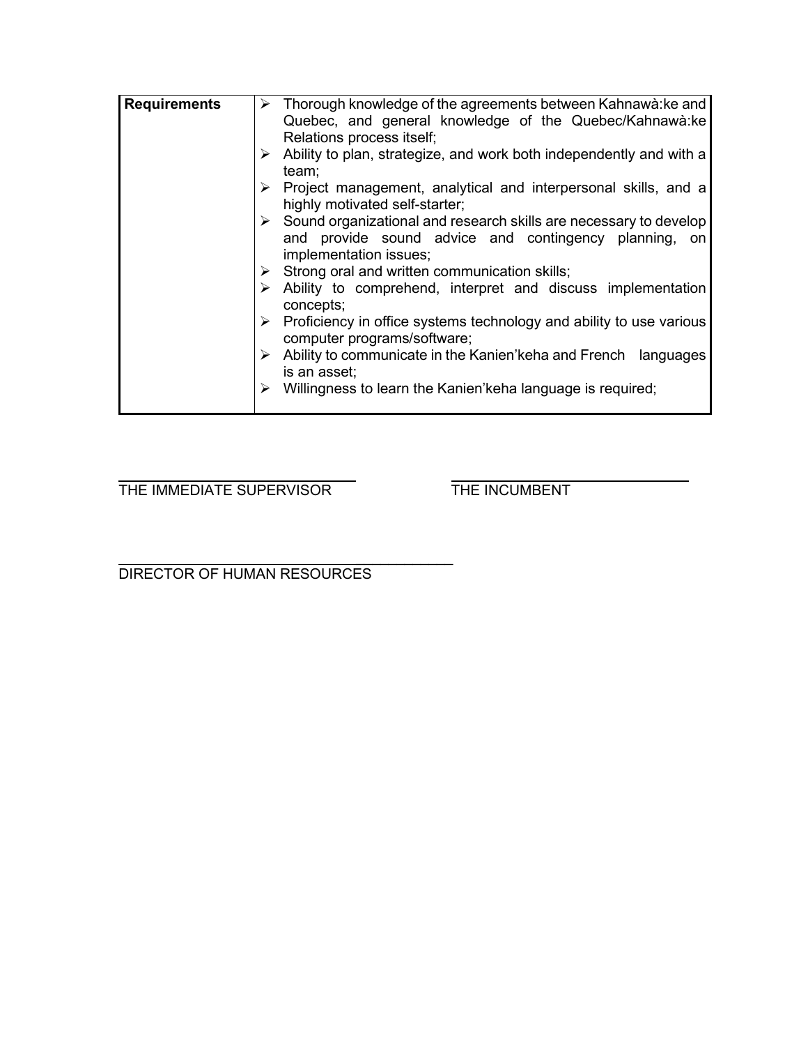| | |
|---|---|
| **Requirements** | ➢ Thorough knowledge of the agreements between Kahnawà:ke and Quebec, and general knowledge of the Quebec/Kahnawà:ke Relations process itself;<br>➢ Ability to plan, strategize, and work both independently and with a team;<br>➢ Project management, analytical and interpersonal skills, and a highly motivated self-starter;<br>➢ Sound organizational and research skills are necessary to develop and provide sound advice and contingency planning, on implementation issues;<br>➢ Strong oral and written communication skills;<br>➢ Ability to comprehend, interpret and discuss implementation concepts;<br>➢ Proficiency in office systems technology and ability to use various computer programs/software;<br>➢ Ability to communicate in the Kanien'keha and French languages is an asset;<br>➢ Willingness to learn the Kanien'keha language is required; |

______________________________ ______________________________
THE IMMEDIATE SUPERVISOR THE INCUMBENT

______________________________
DIRECTOR OF HUMAN RESOURCES